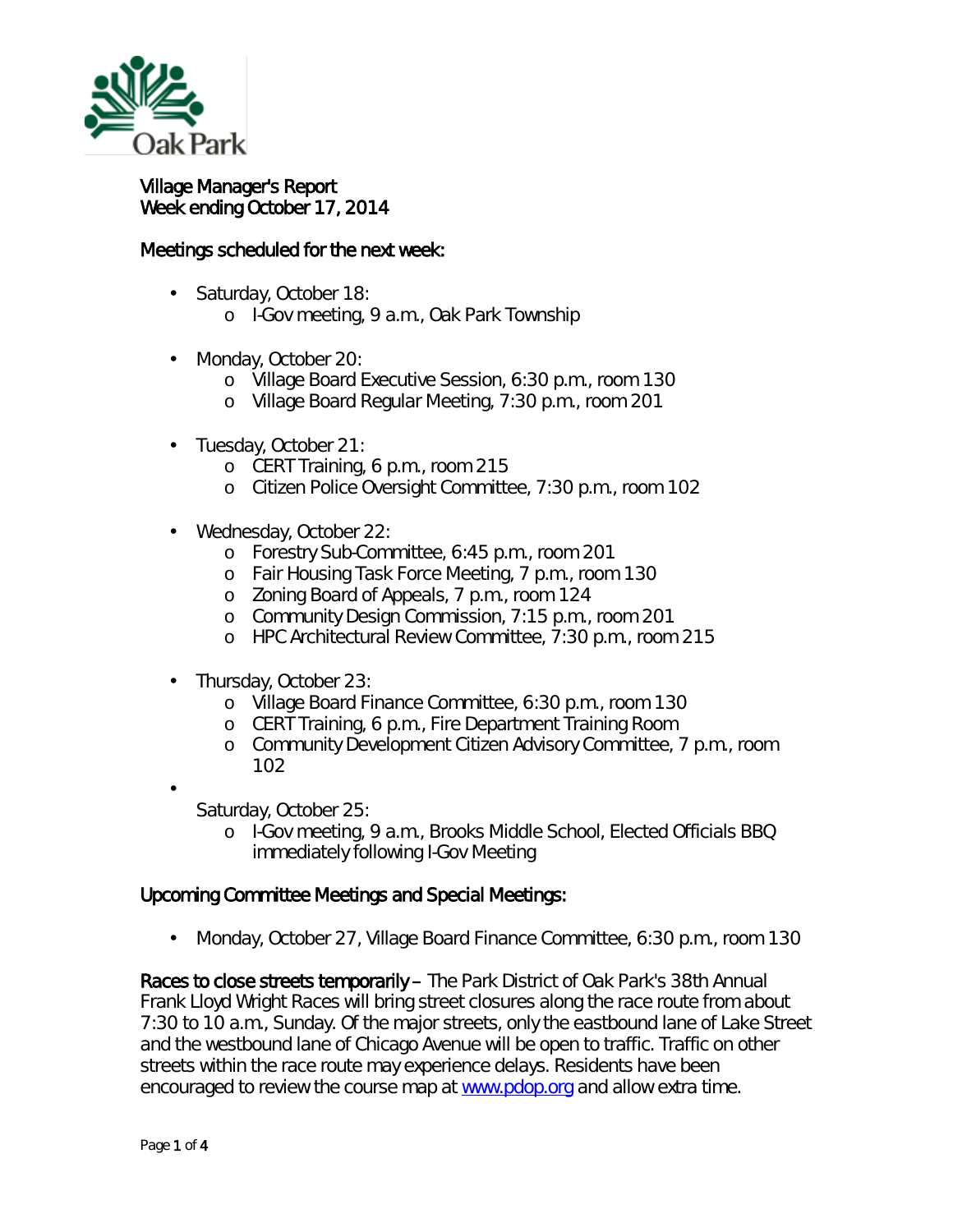Oak Park

# Village Manager's Report
## Week ending October 17, 2014

### Meetings scheduled for the next week:

- Saturday, October 18:
  - I-Gov meeting, 9 a.m., Oak Park Township
- Monday, October 20:
  - Village Board Executive Session, 6:30 p.m., room 130
  - Village Board Regular Meeting, 7:30 p.m., room 201
- Tuesday, October 21:
  - CERT Training, 6 p.m., room 215
  - Citizen Police Oversight Committee, 7:30 p.m., room 102
- Wednesday, October 22:
  - Forestry Sub-Committee, 6:45 p.m., room 201
  - Fair Housing Task Force Meeting, 7 p.m., room 130
  - Zoning Board of Appeals, 7 p.m., room 124
  - Community Design Commission, 7:15 p.m., room 201
  - HPC Architectural Review Committee, 7:30 p.m., room 215
- Thursday, October 23:
  - Village Board Finance Committee, 6:30 p.m., room 130
  - CERT Training, 6 p.m., Fire Department Training Room
  - Community Development Citizen Advisory Committee, 7 p.m., room 102
- Saturday, October 25:
  - I-Gov meeting, 9 a.m., Brooks Middle School, Elected Officials BBQ immediately following I-Gov Meeting

### Upcoming Committee Meetings and Special Meetings:

- Monday, October 27, Village Board Finance Committee, 6:30 p.m., room 130

**Races to close streets temporarily** – The Park District of Oak Park's 38th Annual Frank Lloyd Wright Races will bring street closures along the race route from about 7:30 to 10 a.m., Sunday. Of the major streets, only the eastbound lane of Lake Street and the westbound lane of Chicago Avenue will be open to traffic. Traffic on other streets within the race route may experience delays. Residents have been encouraged to review the course map at [www.pdop.org](http://www.pdop.org) and allow extra time.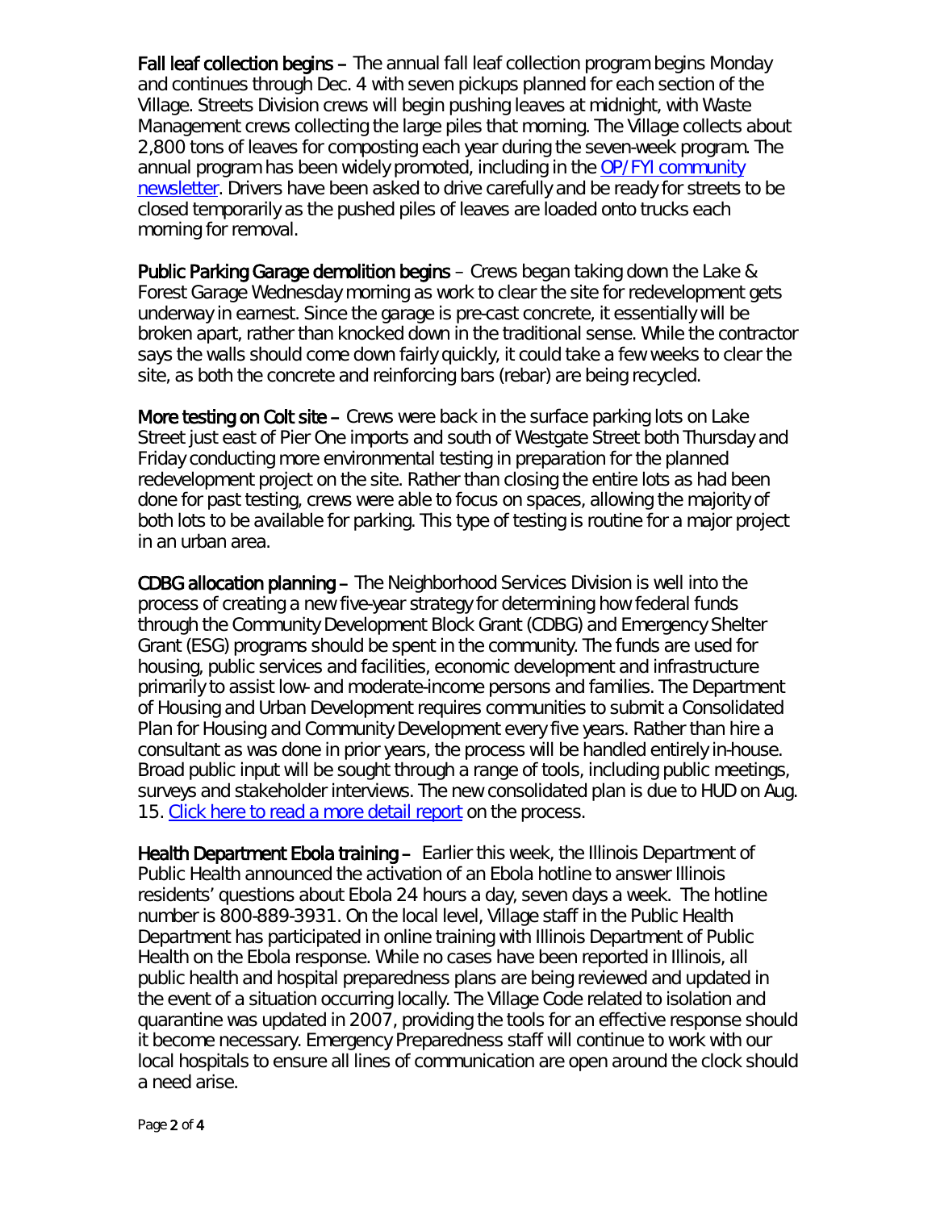**Fall leaf collection begins –** The annual fall leaf collection program begins Monday and continues through Dec. 4 with seven pickups planned for each section of the Village. Streets Division crews will begin pushing leaves at midnight, with Waste Management crews collecting the large piles that morning. The Village collects about 2,800 tons of leaves for composting each year during the seven-week program. The annual program has been widely promoted, including in the OP/FYI community newsletter. Drivers have been asked to drive carefully and be ready for streets to be closed temporarily as the pushed piles of leaves are loaded onto trucks each morning for removal.

**Public Parking Garage demolition begins** – Crews began taking down the Lake & Forest Garage Wednesday morning as work to clear the site for redevelopment gets underway in earnest. Since the garage is pre-cast concrete, it essentially will be broken apart, rather than knocked down in the traditional sense. While the contractor says the walls should come down fairly quickly, it could take a few weeks to clear the site, as both the concrete and reinforcing bars (rebar) are being recycled.

**More testing on Colt site –** Crews were back in the surface parking lots on Lake Street just east of Pier One imports and south of Westgate Street both Thursday and Friday conducting more environmental testing in preparation for the planned redevelopment project on the site. Rather than closing the entire lots as had been done for past testing, crews were able to focus on spaces, allowing the majority of both lots to be available for parking. This type of testing is routine for a major project in an urban area.

**CDBG allocation planning –** The Neighborhood Services Division is well into the process of creating a new five-year strategy for determining how federal funds through the Community Development Block Grant (CDBG) and Emergency Shelter Grant (ESG) programs should be spent in the community. The funds are used for housing, public services and facilities, economic development and infrastructure primarily to assist low- and moderate-income persons and families. The Department of Housing and Urban Development requires communities to submit a Consolidated Plan for Housing and Community Development every five years. Rather than hire a consultant as was done in prior years, the process will be handled entirely in-house. Broad public input will be sought through a range of tools, including public meetings, surveys and stakeholder interviews. The new consolidated plan is due to HUD on Aug. 15. Click here to read a more detail report on the process.

**Health Department Ebola training –** Earlier this week, the Illinois Department of Public Health announced the activation of an Ebola hotline to answer Illinois residents' questions about Ebola 24 hours a day, seven days a week. The hotline number is 800-889-3931. On the local level, Village staff in the Public Health Department has participated in online training with Illinois Department of Public Health on the Ebola response. While no cases have been reported in Illinois, all public health and hospital preparedness plans are being reviewed and updated in the event of a situation occurring locally. The Village Code related to isolation and quarantine was updated in 2007, providing the tools for an effective response should it become necessary. Emergency Preparedness staff will continue to work with our local hospitals to ensure all lines of communication are open around the clock should a need arise.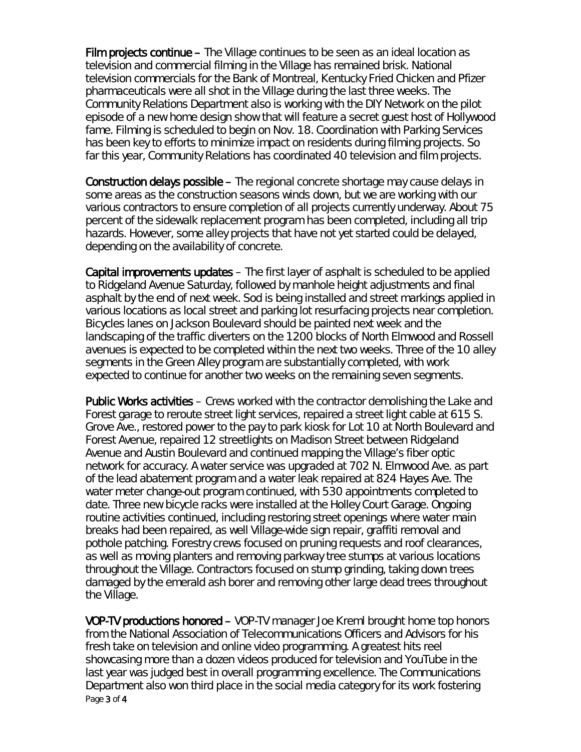**Film projects continue** – The Village continues to be seen as an ideal location as television and commercial filming in the Village has remained brisk. National television commercials for the Bank of Montreal, Kentucky Fried Chicken and Pfizer pharmaceuticals were all shot in the Village during the last three weeks. The Community Relations Department also is working with the DIY Network on the pilot episode of a new home design show that will feature a secret guest host of Hollywood fame. Filming is scheduled to begin on Nov. 18. Coordination with Parking Services has been key to efforts to minimize impact on residents during filming projects. So far this year, Community Relations has coordinated 40 television and film projects.

**Construction delays possible** – The regional concrete shortage may cause delays in some areas as the construction seasons winds down, but we are working with our various contractors to ensure completion of all projects currently underway. About 75 percent of the sidewalk replacement program has been completed, including all trip hazards. However, some alley projects that have not yet started could be delayed, depending on the availability of concrete.

**Capital improvements updates** – The first layer of asphalt is scheduled to be applied to Ridgeland Avenue Saturday, followed by manhole height adjustments and final asphalt by the end of next week. Sod is being installed and street markings applied in various locations as local street and parking lot resurfacing projects near completion. Bicycles lanes on Jackson Boulevard should be painted next week and the landscaping of the traffic diverters on the 1200 blocks of North Elmwood and Rossell avenues is expected to be completed within the next two weeks. Three of the 10 alley segments in the Green Alley program are substantially completed, with work expected to continue for another two weeks on the remaining seven segments.

**Public Works activities** – Crews worked with the contractor demolishing the Lake and Forest garage to reroute street light services, repaired a street light cable at 615 S. Grove Ave., restored power to the pay to park kiosk for Lot 10 at North Boulevard and Forest Avenue, repaired 12 streetlights on Madison Street between Ridgeland Avenue and Austin Boulevard and continued mapping the Village's fiber optic network for accuracy. A water service was upgraded at 702 N. Elmwood Ave. as part of the lead abatement program and a water leak repaired at 824 Hayes Ave. The water meter change-out program continued, with 530 appointments completed to date. Three new bicycle racks were installed at the Holley Court Garage. Ongoing routine activities continued, including restoring street openings where water main breaks had been repaired, as well Village-wide sign repair, graffiti removal and pothole patching. Forestry crews focused on pruning requests and roof clearances, as well as moving planters and removing parkway tree stumps at various locations throughout the Village. Contractors focused on stump grinding, taking down trees damaged by the emerald ash borer and removing other large dead trees throughout the Village.

**VOP-TV productions honored** – VOP-TV manager Joe Kreml brought home top honors from the National Association of Telecommunications Officers and Advisors for his fresh take on television and online video programming. A greatest hits reel showcasing more than a dozen videos produced for television and YouTube in the last year was judged best in overall programming excellence. The Communications Department also won third place in the social media category for its work fostering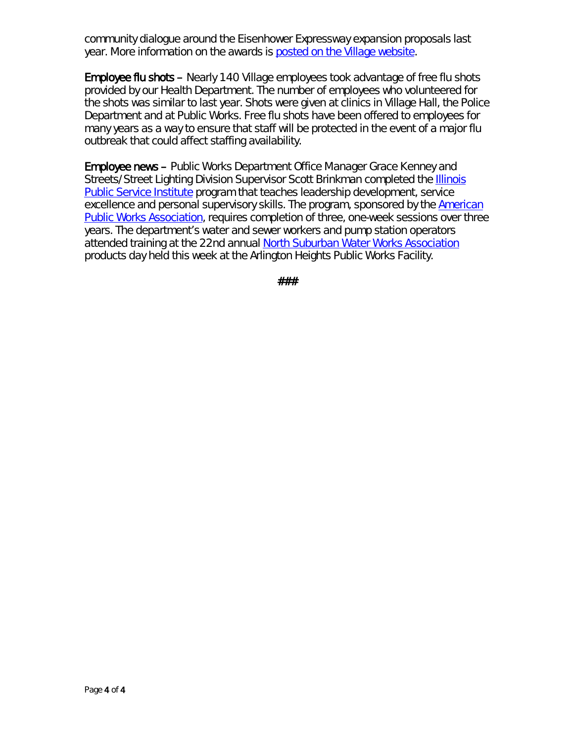community dialogue around the Eisenhower Expressway expansion proposals last year. More information on the awards is [posted on the Village website](#).

**Employee flu shots** – Nearly 140 Village employees took advantage of free flu shots provided by our Health Department. The number of employees who volunteered for the shots was similar to last year. Shots were given at clinics in Village Hall, the Police Department and at Public Works. Free flu shots have been offered to employees for many years as a way to ensure that staff will be protected in the event of a major flu outbreak that could affect staffing availability.

**Employee news** – Public Works Department Office Manager Grace Kenney and Streets/Street Lighting Division Supervisor Scott Brinkman completed the [Illinois Public Service Institute](#) program that teaches leadership development, service excellence and personal supervisory skills. The program, sponsored by the [American Public Works Association](#), requires completion of three, one-week sessions over three years. The department's water and sewer workers and pump station operators attended training at the 22nd annual [North Suburban Water Works Association](#) products day held this week at the Arlington Heights Public Works Facility.

###